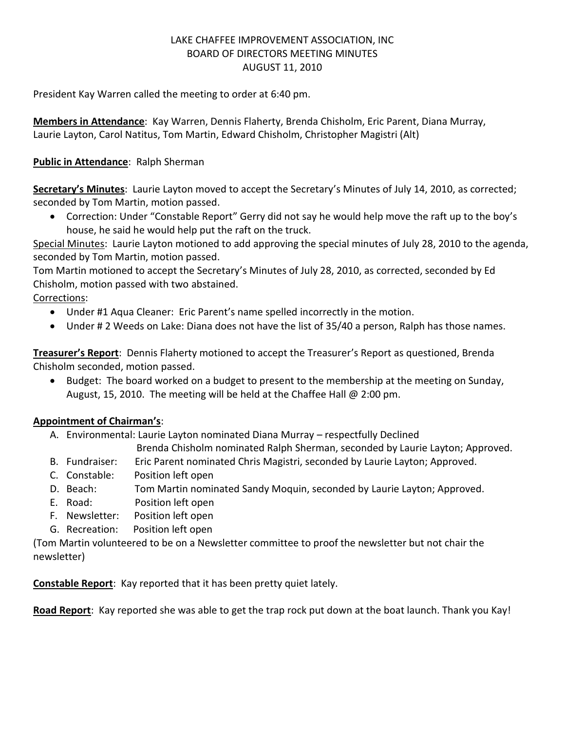LAKE CHAFFEE IMPROVEMENT ASSOCIATION, INC
BOARD OF DIRECTORS MEETING MINUTES
AUGUST 11, 2010

President Kay Warren called the meeting to order at 6:40 pm.

**Members in Attendance**: Kay Warren, Dennis Flaherty, Brenda Chisholm, Eric Parent, Diana Murray, Laurie Layton, Carol Natitus, Tom Martin, Edward Chisholm, Christopher Magistri (Alt)

**Public in Attendance**: Ralph Sherman

**Secretary's Minutes**: Laurie Layton moved to accept the Secretary's Minutes of July 14, 2010, as corrected; seconded by Tom Martin, motion passed.

- Correction: Under "Constable Report" Gerry did not say he would help move the raft up to the boy's house, he said he would help put the raft on the truck.

Special Minutes: Laurie Layton motioned to add approving the special minutes of July 28, 2010 to the agenda, seconded by Tom Martin, motion passed.

Tom Martin motioned to accept the Secretary's Minutes of July 28, 2010, as corrected, seconded by Ed Chisholm, motion passed with two abstained.

Corrections:

- Under #1 Aqua Cleaner: Eric Parent's name spelled incorrectly in the motion.
- Under # 2 Weeds on Lake: Diana does not have the list of 35/40 a person, Ralph has those names.

**Treasurer's Report**: Dennis Flaherty motioned to accept the Treasurer's Report as questioned, Brenda Chisholm seconded, motion passed.

- Budget: The board worked on a budget to present to the membership at the meeting on Sunday, August, 15, 2010. The meeting will be held at the Chaffee Hall @ 2:00 pm.

**Appointment of Chairman's**:

A. Environmental: Laurie Layton nominated Diana Murray – respectfully Declined
   Brenda Chisholm nominated Ralph Sherman, seconded by Laurie Layton; Approved.
B. Fundraiser: Eric Parent nominated Chris Magistri, seconded by Laurie Layton; Approved.
C. Constable: Position left open
D. Beach: Tom Martin nominated Sandy Moquin, seconded by Laurie Layton; Approved.
E. Road: Position left open
F. Newsletter: Position left open
G. Recreation: Position left open

(Tom Martin volunteered to be on a Newsletter committee to proof the newsletter but not chair the newsletter)

**Constable Report**: Kay reported that it has been pretty quiet lately.

**Road Report**: Kay reported she was able to get the trap rock put down at the boat launch. Thank you Kay!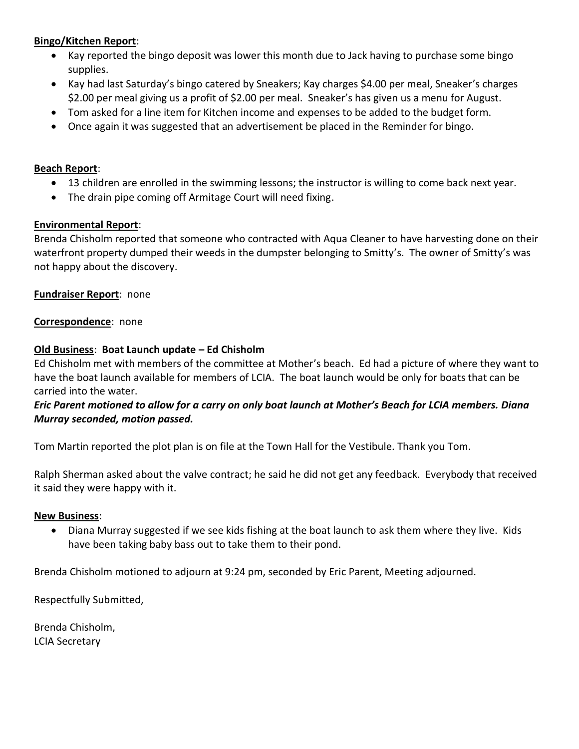**Bingo/Kitchen Report**:

- Kay reported the bingo deposit was lower this month due to Jack having to purchase some bingo supplies.
- Kay had last Saturday's bingo catered by Sneakers; Kay charges $4.00 per meal, Sneaker's charges $2.00 per meal giving us a profit of $2.00 per meal. Sneaker's has given us a menu for August.
- Tom asked for a line item for Kitchen income and expenses to be added to the budget form.
- Once again it was suggested that an advertisement be placed in the Reminder for bingo.

**Beach Report**:

- 13 children are enrolled in the swimming lessons; the instructor is willing to come back next year.
- The drain pipe coming off Armitage Court will need fixing.

**Environmental Report**:
Brenda Chisholm reported that someone who contracted with Aqua Cleaner to have harvesting done on their waterfront property dumped their weeds in the dumpster belonging to Smitty's. The owner of Smitty's was not happy about the discovery.

**Fundraiser Report**: none

**Correspondence**: none

**Old Business**: **Boat Launch update – Ed Chisholm**
Ed Chisholm met with members of the committee at Mother's beach. Ed had a picture of where they want to have the boat launch available for members of LCIA. The boat launch would be only for boats that can be carried into the water.
***Eric Parent motioned to allow for a carry on only boat launch at Mother's Beach for LCIA members. Diana Murray seconded, motion passed.***

Tom Martin reported the plot plan is on file at the Town Hall for the Vestibule. Thank you Tom.

Ralph Sherman asked about the valve contract; he said he did not get any feedback. Everybody that received it said they were happy with it.

**New Business**:

- Diana Murray suggested if we see kids fishing at the boat launch to ask them where they live. Kids have been taking baby bass out to take them to their pond.

Brenda Chisholm motioned to adjourn at 9:24 pm, seconded by Eric Parent, Meeting adjourned.

Respectfully Submitted,

Brenda Chisholm,
LCIA Secretary